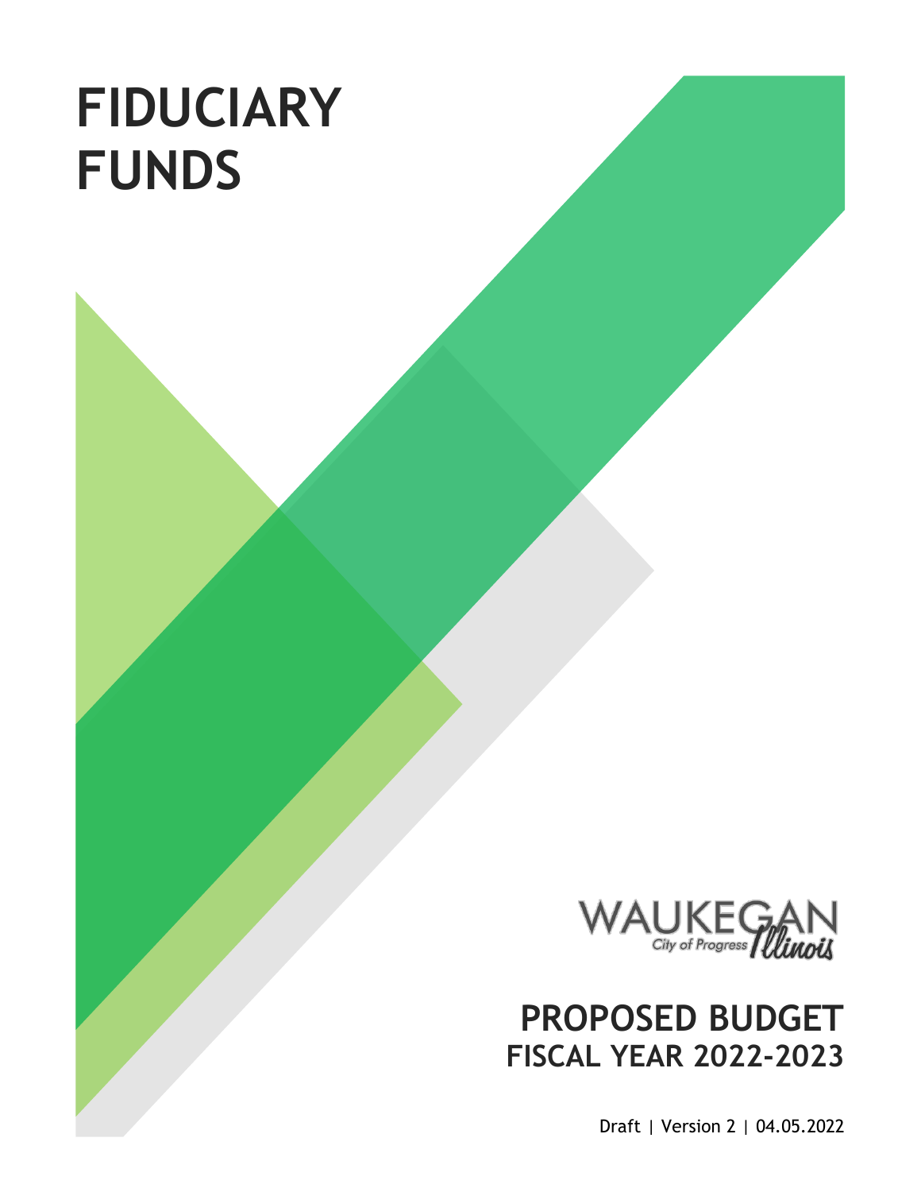# FIDUCIARY FUNDS

WAUKEGAN
City of Progress Illinois

## PROPOSED BUDGET
### FISCAL YEAR 2022-2023

Draft | Version 2 | 04.05.2022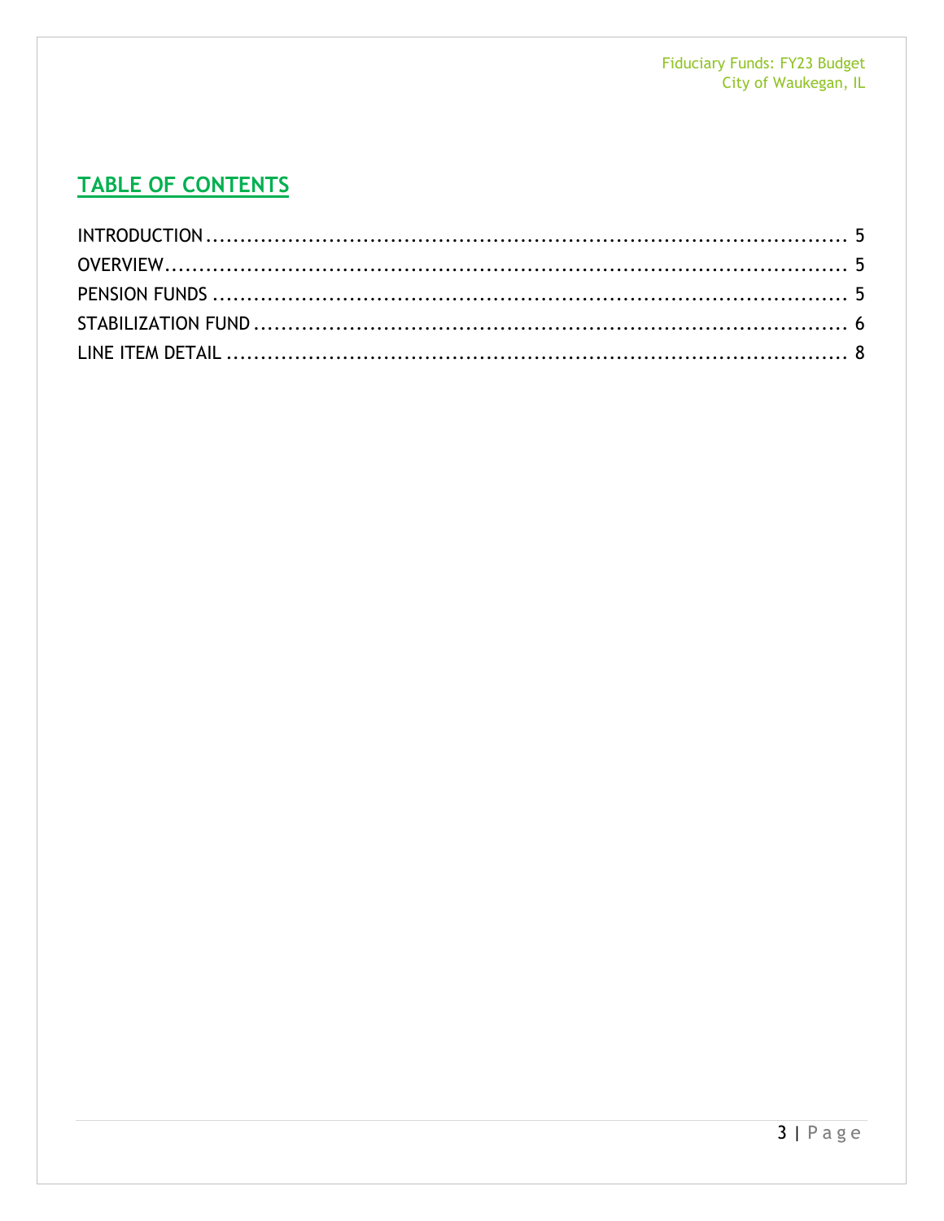## TABLE OF CONTENTS

INTRODUCTION ........................................................................................ 5
OVERVIEW ............................................................................................. 5
PENSION FUNDS ...................................................................................... 5
STABILIZATION FUND ............................................................................... 6
LINE ITEM DETAIL ................................................................................... 8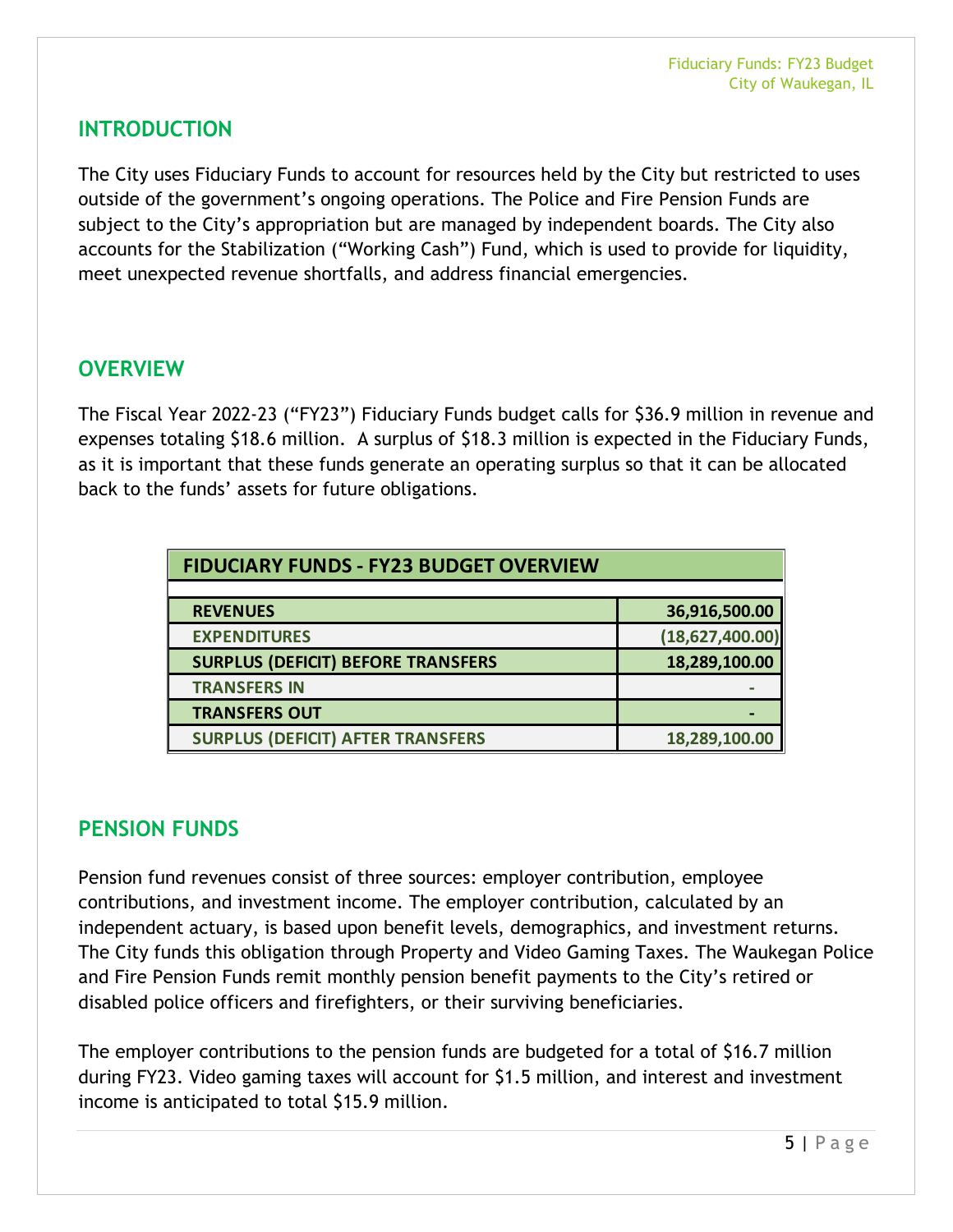## INTRODUCTION

The City uses Fiduciary Funds to account for resources held by the City but restricted to uses outside of the government's ongoing operations. The Police and Fire Pension Funds are subject to the City's appropriation but are managed by independent boards. The City also accounts for the Stabilization ("Working Cash") Fund, which is used to provide for liquidity, meet unexpected revenue shortfalls, and address financial emergencies.

## OVERVIEW

The Fiscal Year 2022-23 ("FY23") Fiduciary Funds budget calls for $36.9 million in revenue and expenses totaling $18.6 million. A surplus of $18.3 million is expected in the Fiduciary Funds, as it is important that these funds generate an operating surplus so that it can be allocated back to the funds' assets for future obligations.

| FIDUCIARY FUNDS - FY23 BUDGET OVERVIEW | |
|---|---|
| REVENUES | 36,916,500.00 |
| EXPENDITURES | (18,627,400.00) |
| SURPLUS (DEFICIT) BEFORE TRANSFERS | 18,289,100.00 |
| TRANSFERS IN | - |
| TRANSFERS OUT | - |
| SURPLUS (DEFICIT) AFTER TRANSFERS | 18,289,100.00 |

## PENSION FUNDS

Pension fund revenues consist of three sources: employer contribution, employee contributions, and investment income. The employer contribution, calculated by an independent actuary, is based upon benefit levels, demographics, and investment returns. The City funds this obligation through Property and Video Gaming Taxes. The Waukegan Police and Fire Pension Funds remit monthly pension benefit payments to the City's retired or disabled police officers and firefighters, or their surviving beneficiaries.

The employer contributions to the pension funds are budgeted for a total of $16.7 million during FY23. Video gaming taxes will account for $1.5 million, and interest and investment income is anticipated to total $15.9 million.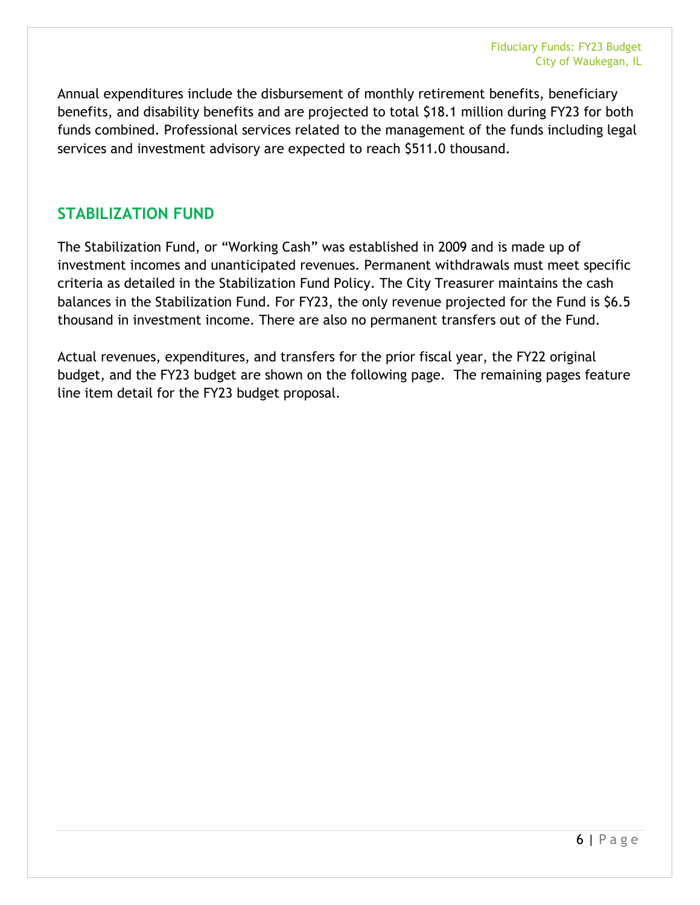Annual expenditures include the disbursement of monthly retirement benefits, beneficiary benefits, and disability benefits and are projected to total $18.1 million during FY23 for both funds combined. Professional services related to the management of the funds including legal services and investment advisory are expected to reach $511.0 thousand.

## STABILIZATION FUND

The Stabilization Fund, or "Working Cash" was established in 2009 and is made up of investment incomes and unanticipated revenues. Permanent withdrawals must meet specific criteria as detailed in the Stabilization Fund Policy. The City Treasurer maintains the cash balances in the Stabilization Fund. For FY23, the only revenue projected for the Fund is $6.5 thousand in investment income. There are also no permanent transfers out of the Fund.

Actual revenues, expenditures, and transfers for the prior fiscal year, the FY22 original budget, and the FY23 budget are shown on the following page. The remaining pages feature line item detail for the FY23 budget proposal.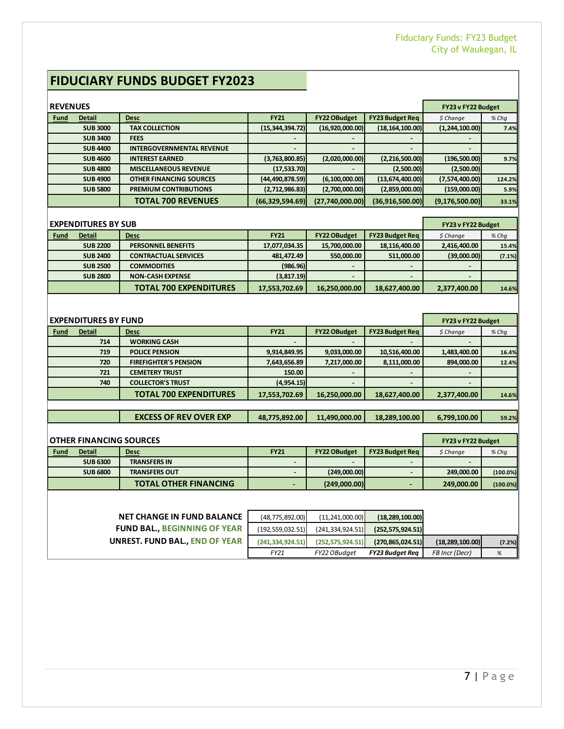# FIDUCIARY FUNDS BUDGET FY2023

## REVENUES

| Fund | Detail | Desc | FY21 | FY22 OBudget | FY23 Budget Req | FY23 v FY22 Budget | |
|---|---|---|---|---|---|---|---|
| | | | | | | *$ Change* | *% Chg* |
| | SUB 3000 | TAX COLLECTION | (15,344,394.72) | (16,920,000.00) | (18,164,100.00) | (1,244,100.00) | 7.4% |
| | SUB 3400 | FEES | - | - | - | - | |
| | SUB 4400 | INTERGOVERNMENTAL REVENUE | - | - | - | - | |
| | SUB 4600 | INTEREST EARNED | (3,763,800.85) | (2,020,000.00) | (2,216,500.00) | (196,500.00) | 9.7% |
| | SUB 4800 | MISCELLANEOUS REVENUE | (17,533.70) | - | (2,500.00) | (2,500.00) | |
| | SUB 4900 | OTHER FINANCING SOURCES | (44,490,878.59) | (6,100,000.00) | (13,674,400.00) | (7,574,400.00) | 124.2% |
| | SUB 5800 | PREMIUM CONTRIBUTIONS | (2,712,986.83) | (2,700,000.00) | (2,859,000.00) | (159,000.00) | 5.9% |
| | | **TOTAL 700 REVENUES** | **(66,329,594.69)** | **(27,740,000.00)** | **(36,916,500.00)** | **(9,176,500.00)** | **33.1%** |

## EXPENDITURES BY SUB

| Fund | Detail | Desc | FY21 | FY22 OBudget | FY23 Budget Req | FY23 v FY22 Budget | |
|---|---|---|---|---|---|---|---|
| | | | | | | *$ Change* | *% Chg* |
| | SUB 2200 | PERSONNEL BENEFITS | 17,077,034.35 | 15,700,000.00 | 18,116,400.00 | 2,416,400.00 | 15.4% |
| | SUB 2400 | CONTRACTUAL SERVICES | 481,472.49 | 550,000.00 | 511,000.00 | (39,000.00) | (7.1%) |
| | SUB 2500 | COMMODITIES | (986.96) | - | - | - | |
| | SUB 2800 | NON-CASH EXPENSE | (3,817.19) | - | - | - | |
| | | **TOTAL 700 EXPENDITURES** | **17,553,702.69** | **16,250,000.00** | **18,627,400.00** | **2,377,400.00** | **14.6%** |

## EXPENDITURES BY FUND

| Fund | Detail | Desc | FY21 | FY22 OBudget | FY23 Budget Req | FY23 v FY22 Budget | |
|---|---|---|---|---|---|---|---|
| | | | | | | *$ Change* | *% Chg* |
| | 714 | WORKING CASH | - | - | - | - | |
| | 719 | POLICE PENSION | 9,914,849.95 | 9,033,000.00 | 10,516,400.00 | 1,483,400.00 | 16.4% |
| | 720 | FIREFIGHTER'S PENSION | 7,643,656.89 | 7,217,000.00 | 8,111,000.00 | 894,000.00 | 12.4% |
| | 721 | CEMETERY TRUST | 150.00 | - | - | - | |
| | 740 | COLLECTOR'S TRUST | (4,954.15) | - | - | - | |
| | | **TOTAL 700 EXPENDITURES** | **17,553,702.69** | **16,250,000.00** | **18,627,400.00** | **2,377,400.00** | **14.6%** |
| | | **EXCESS OF REV OVER EXP** | **48,775,892.00** | **11,490,000.00** | **18,289,100.00** | **6,799,100.00** | **59.2%** |

## OTHER FINANCING SOURCES

| Fund | Detail | Desc | FY21 | FY22 OBudget | FY23 Budget Req | FY23 v FY22 Budget | |
|---|---|---|---|---|---|---|---|
| | | | | | | *$ Change* | *% Chg* |
| | SUB 6300 | TRANSFERS IN | - | - | - | - | |
| | SUB 6800 | TRANSFERS OUT | - | (249,000.00) | - | 249,000.00 | (100.0%) |
| | | **TOTAL OTHER FINANCING** | **-** | **(249,000.00)** | **-** | **249,000.00** | **(100.0%)** |

| | FY21 | FY22 OBudget | FY23 Budget Req | FB Incr (Decr) | % |
|---|---|---|---|---|---|
| **NET CHANGE IN FUND BALANCE** | (48,775,892.00) | (11,241,000.00) | **(18,289,100.00)** | | |
| **FUND BAL., BEGINNING OF YEAR** | (192,559,032.51) | (241,334,924.51) | **(252,575,924.51)** | | |
| **UNREST. FUND BAL., END OF YEAR** | **(241,334,924.51)** | **(252,575,924.51)** | **(270,865,024.51)** | **(18,289,100.00)** | **(7.2%)** |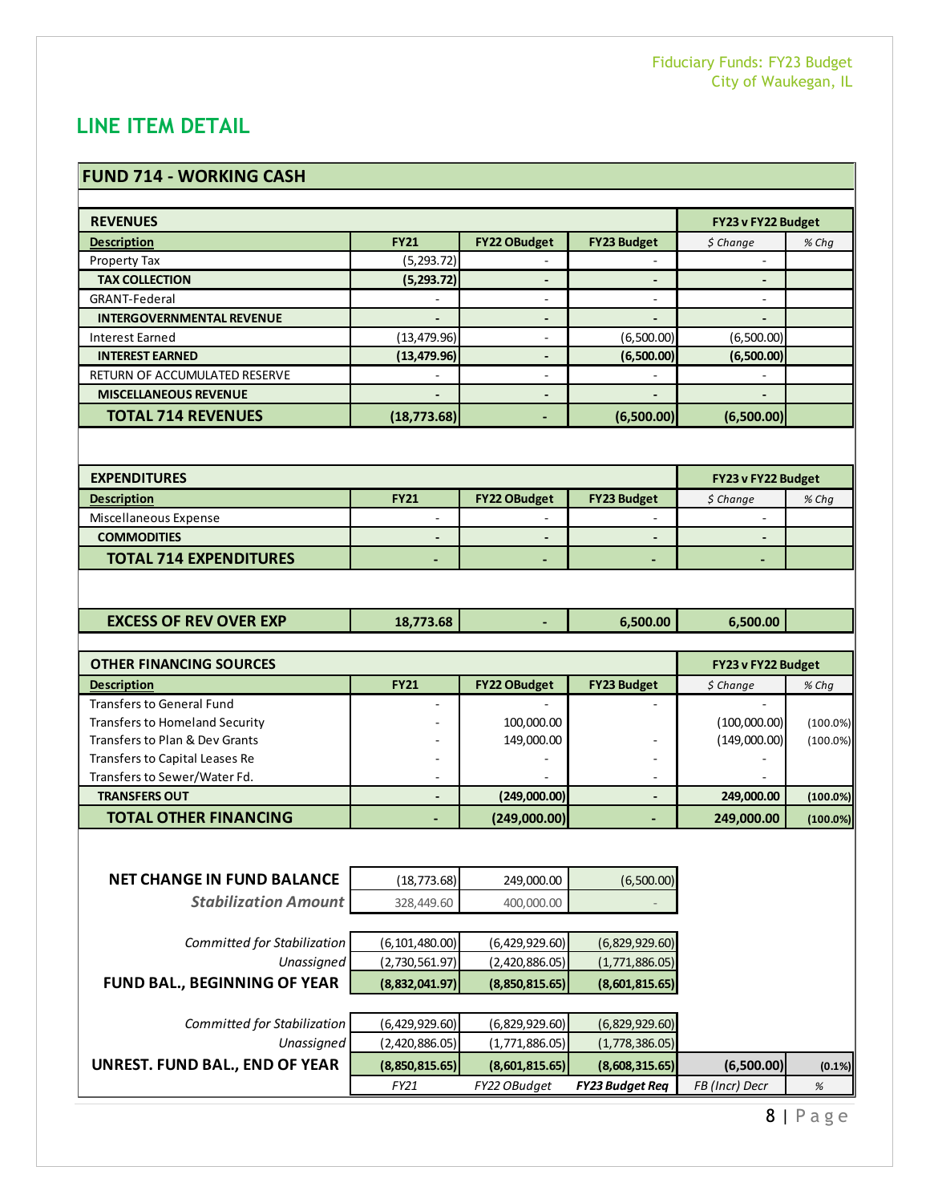## LINE ITEM DETAIL

### FUND 714 - WORKING CASH

| REVENUES | | | | FY23 v FY22 Budget | |
|---|---|---|---|---|---|
| **Description** | **FY21** | **FY22 OBudget** | **FY23 Budget** | *$ Change* | *% Chg* |
| Property Tax | (5,293.72) | - | - | - | |
| **TAX COLLECTION** | **(5,293.72)** | **-** | **-** | **-** | |
| GRANT-Federal | - | - | - | - | |
| **INTERGOVERNMENTAL REVENUE** | **-** | **-** | **-** | **-** | |
| Interest Earned | (13,479.96) | - | (6,500.00) | (6,500.00) | |
| **INTEREST EARNED** | **(13,479.96)** | **-** | **(6,500.00)** | **(6,500.00)** | |
| RETURN OF ACCUMULATED RESERVE | - | - | - | - | |
| **MISCELLANEOUS REVENUE** | **-** | **-** | **-** | **-** | |
| **TOTAL 714 REVENUES** | **(18,773.68)** | **-** | **(6,500.00)** | **(6,500.00)** | |

| EXPENDITURES | | | | FY23 v FY22 Budget | |
|---|---|---|---|---|---|
| **Description** | **FY21** | **FY22 OBudget** | **FY23 Budget** | *$ Change* | *% Chg* |
| Miscellaneous Expense | - | - | - | - | |
| **COMMODITIES** | **-** | **-** | **-** | **-** | |
| **TOTAL 714 EXPENDITURES** | **-** | **-** | **-** | **-** | |

| | | | | | |
|---|---|---|---|---|---|
| **EXCESS OF REV OVER EXP** | **18,773.68** | **-** | **6,500.00** | **6,500.00** | |

| OTHER FINANCING SOURCES | | | | FY23 v FY22 Budget | |
|---|---|---|---|---|---|
| **Description** | **FY21** | **FY22 OBudget** | **FY23 Budget** | *$ Change* | *% Chg* |
| Transfers to General Fund | - | - | - | - | |
| Transfers to Homeland Security | - | 100,000.00 | | (100,000.00) | (100.0%) |
| Transfers to Plan & Dev Grants | - | 149,000.00 | - | (149,000.00) | (100.0%) |
| Transfers to Capital Leases Re | - | - | - | - | |
| Transfers to Sewer/Water Fd. | - | - | - | - | |
| **TRANSFERS OUT** | **-** | **(249,000.00)** | **-** | **249,000.00** | **(100.0%)** |
| **TOTAL OTHER FINANCING** | **-** | **(249,000.00)** | **-** | **249,000.00** | **(100.0%)** |

| | | | | | |
|---|---|---|---|---|---|
| **NET CHANGE IN FUND BALANCE** | (18,773.68) | 249,000.00 | (6,500.00) | | |
| ***Stabilization Amount*** | 328,449.60 | 400,000.00 | - | | |
| *Committed for Stabilization* | (6,101,480.00) | (6,429,929.60) | (6,829,929.60) | | |
| *Unassigned* | (2,730,561.97) | (2,420,886.05) | (1,771,886.05) | | |
| **FUND BAL., BEGINNING OF YEAR** | **(8,832,041.97)** | **(8,850,815.65)** | **(8,601,815.65)** | | |
| *Committed for Stabilization* | (6,429,929.60) | (6,829,929.60) | (6,829,929.60) | | |
| *Unassigned* | (2,420,886.05) | (1,771,886.05) | (1,778,386.05) | | |
| **UNREST. FUND BAL., END OF YEAR** | **(8,850,815.65)** | **(8,601,815.65)** | **(8,608,315.65)** | **(6,500.00)** | **(0.1%)** |
| | *FY21* | *FY22 OBudget* | ***FY23 Budget Req*** | *FB (Incr) Decr* | *%* |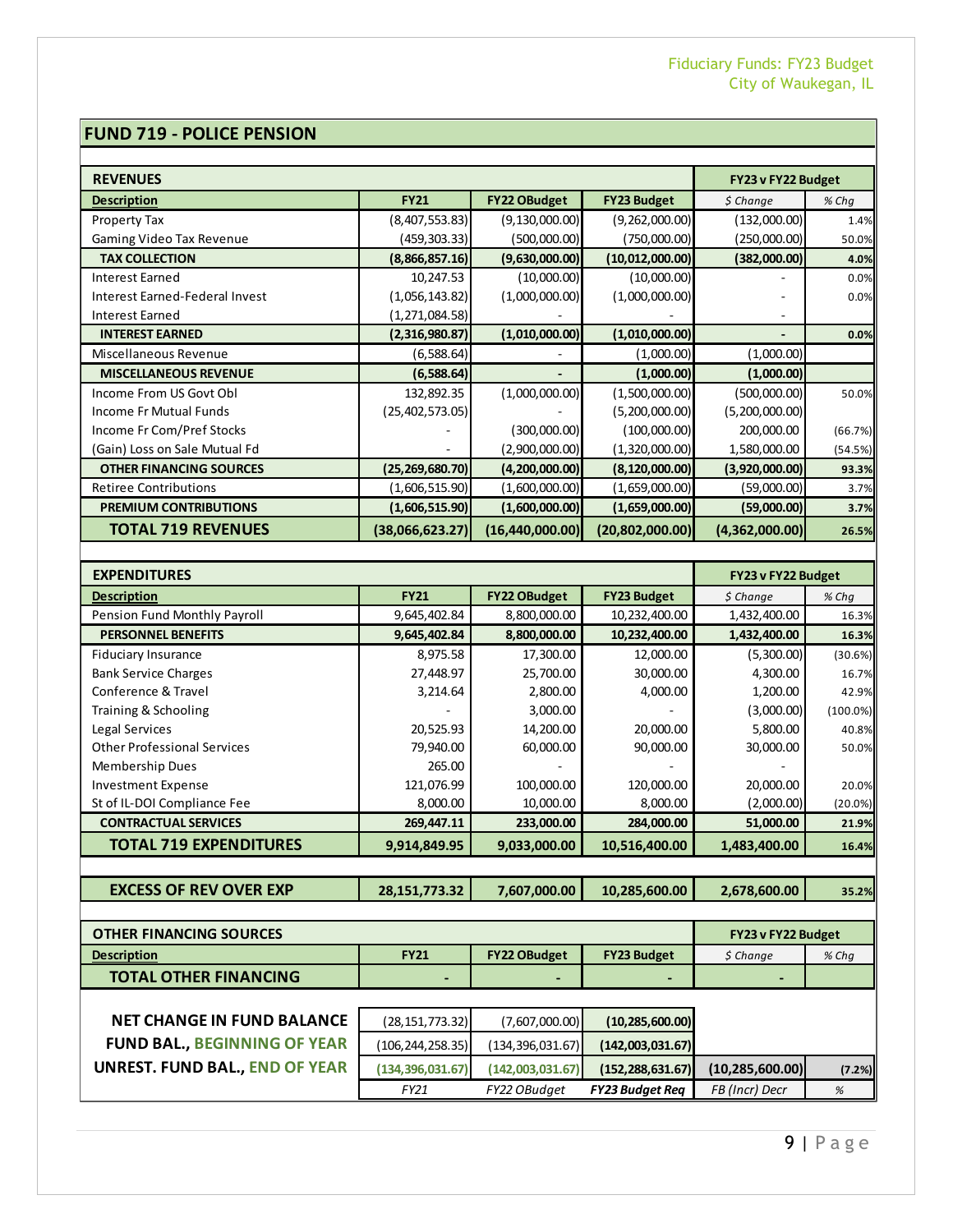## FUND 719 - POLICE PENSION

| REVENUES | | | | FY23 v FY22 Budget | |
|---|---|---|---|---|---|
| **Description** | **FY21** | **FY22 OBudget** | **FY23 Budget** | *$ Change* | *% Chg* |
| Property Tax | (8,407,553.83) | (9,130,000.00) | (9,262,000.00) | (132,000.00) | 1.4% |
| Gaming Video Tax Revenue | (459,303.33) | (500,000.00) | (750,000.00) | (250,000.00) | 50.0% |
| **TAX COLLECTION** | **(8,866,857.16)** | **(9,630,000.00)** | **(10,012,000.00)** | **(382,000.00)** | **4.0%** |
| Interest Earned | 10,247.53 | (10,000.00) | (10,000.00) | - | 0.0% |
| Interest Earned-Federal Invest | (1,056,143.82) | (1,000,000.00) | (1,000,000.00) | - | 0.0% |
| Interest Earned | (1,271,084.58) | - | - | - | |
| **INTEREST EARNED** | **(2,316,980.87)** | **(1,010,000.00)** | **(1,010,000.00)** | **-** | **0.0%** |
| Miscellaneous Revenue | (6,588.64) | - | (1,000.00) | (1,000.00) | |
| **MISCELLANEOUS REVENUE** | **(6,588.64)** | **-** | **(1,000.00)** | **(1,000.00)** | |
| Income From US Govt Obl | 132,892.35 | (1,000,000.00) | (1,500,000.00) | (500,000.00) | 50.0% |
| Income Fr Mutual Funds | (25,402,573.05) | - | (5,200,000.00) | (5,200,000.00) | |
| Income Fr Com/Pref Stocks | - | (300,000.00) | (100,000.00) | 200,000.00 | (66.7%) |
| (Gain) Loss on Sale Mutual Fd | - | (2,900,000.00) | (1,320,000.00) | 1,580,000.00 | (54.5%) |
| **OTHER FINANCING SOURCES** | **(25,269,680.70)** | **(4,200,000.00)** | **(8,120,000.00)** | **(3,920,000.00)** | **93.3%** |
| Retiree Contributions | (1,606,515.90) | (1,600,000.00) | (1,659,000.00) | (59,000.00) | 3.7% |
| **PREMIUM CONTRIBUTIONS** | **(1,606,515.90)** | **(1,600,000.00)** | **(1,659,000.00)** | **(59,000.00)** | **3.7%** |
| **TOTAL 719 REVENUES** | **(38,066,623.27)** | **(16,440,000.00)** | **(20,802,000.00)** | **(4,362,000.00)** | **26.5%** |

| EXPENDITURES | | | | FY23 v FY22 Budget | |
|---|---|---|---|---|---|
| **Description** | **FY21** | **FY22 OBudget** | **FY23 Budget** | *$ Change* | *% Chg* |
| Pension Fund Monthly Payroll | 9,645,402.84 | 8,800,000.00 | 10,232,400.00 | 1,432,400.00 | 16.3% |
| **PERSONNEL BENEFITS** | **9,645,402.84** | **8,800,000.00** | **10,232,400.00** | **1,432,400.00** | **16.3%** |
| Fiduciary Insurance | 8,975.58 | 17,300.00 | 12,000.00 | (5,300.00) | (30.6%) |
| Bank Service Charges | 27,448.97 | 25,700.00 | 30,000.00 | 4,300.00 | 16.7% |
| Conference & Travel | 3,214.64 | 2,800.00 | 4,000.00 | 1,200.00 | 42.9% |
| Training & Schooling | - | 3,000.00 | - | (3,000.00) | (100.0%) |
| Legal Services | 20,525.93 | 14,200.00 | 20,000.00 | 5,800.00 | 40.8% |
| Other Professional Services | 79,940.00 | 60,000.00 | 90,000.00 | 30,000.00 | 50.0% |
| Membership Dues | 265.00 | - | - | - | |
| Investment Expense | 121,076.99 | 100,000.00 | 120,000.00 | 20,000.00 | 20.0% |
| St of IL-DOI Compliance Fee | 8,000.00 | 10,000.00 | 8,000.00 | (2,000.00) | (20.0%) |
| **CONTRACTUAL SERVICES** | **269,447.11** | **233,000.00** | **284,000.00** | **51,000.00** | **21.9%** |
| **TOTAL 719 EXPENDITURES** | **9,914,849.95** | **9,033,000.00** | **10,516,400.00** | **1,483,400.00** | **16.4%** |

| | | | | | |
|---|---|---|---|---|---|
| **EXCESS OF REV OVER EXP** | **28,151,773.32** | **7,607,000.00** | **10,285,600.00** | **2,678,600.00** | **35.2%** |

| OTHER FINANCING SOURCES | | | | FY23 v FY22 Budget | |
|---|---|---|---|---|---|
| **Description** | **FY21** | **FY22 OBudget** | **FY23 Budget** | *$ Change* | *% Chg* |
| **TOTAL OTHER FINANCING** | **-** | **-** | **-** | **-** | |

| | | | | | |
|---|---|---|---|---|---|
| **NET CHANGE IN FUND BALANCE** | (28,151,773.32) | (7,607,000.00) | **(10,285,600.00)** | | |
| **FUND BAL., BEGINNING OF YEAR** | (106,244,258.35) | (134,396,031.67) | **(142,003,031.67)** | | |
| **UNREST. FUND BAL., END OF YEAR** | **(134,396,031.67)** | **(142,003,031.67)** | **(152,288,631.67)** | **(10,285,600.00)** | **(7.2%)** |
| | *FY21* | *FY22 OBudget* | ***FY23 Budget Req*** | *FB (Incr) Decr* | *%* |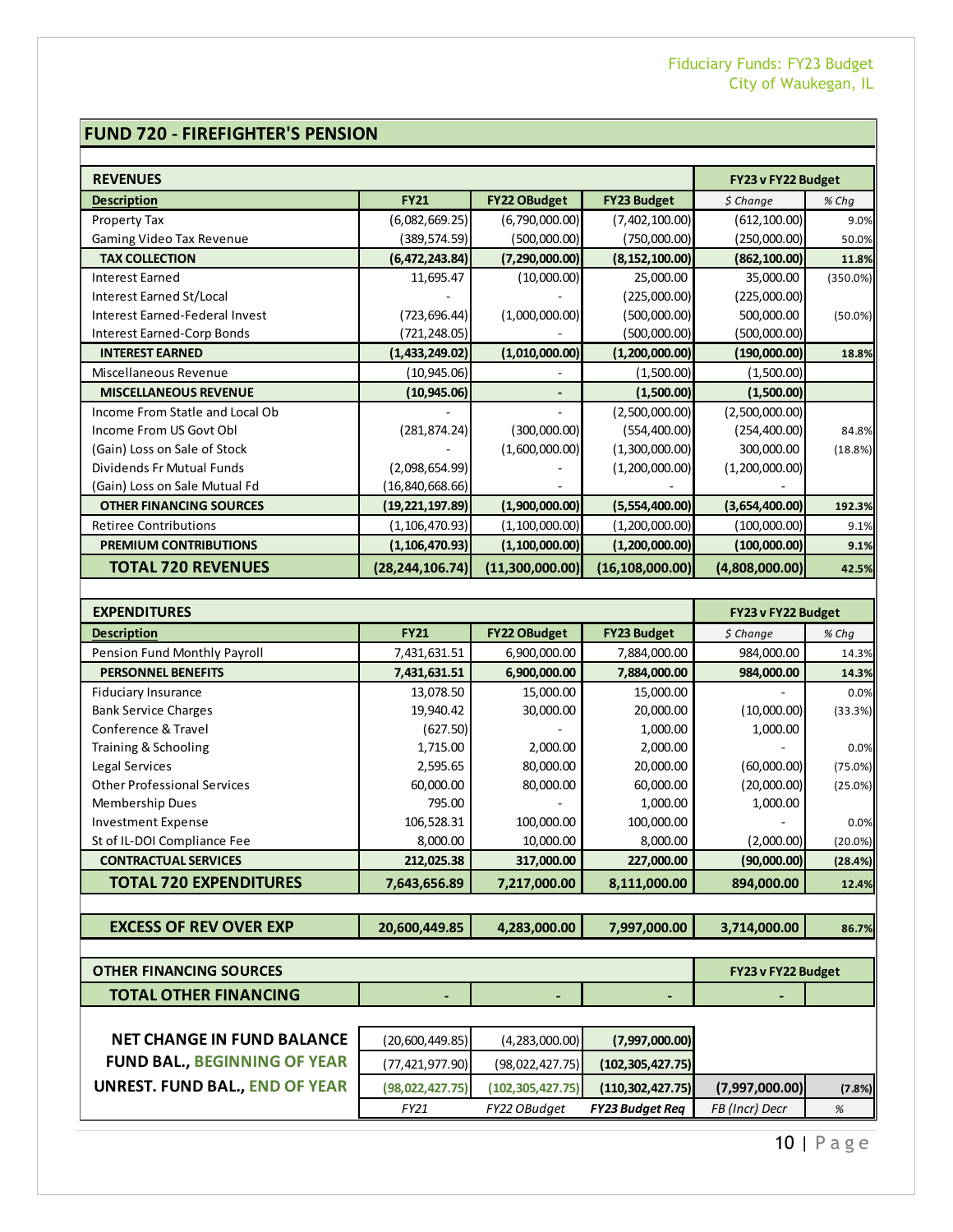## FUND 720 - FIREFIGHTER'S PENSION

| REVENUES | | | | FY23 v FY22 Budget | |
|---|---|---|---|---|---|
| **Description** | **FY21** | **FY22 OBudget** | **FY23 Budget** | *$ Change* | *% Chg* |
| Property Tax | (6,082,669.25) | (6,790,000.00) | (7,402,100.00) | (612,100.00) | 9.0% |
| Gaming Video Tax Revenue | (389,574.59) | (500,000.00) | (750,000.00) | (250,000.00) | 50.0% |
| **TAX COLLECTION** | **(6,472,243.84)** | **(7,290,000.00)** | **(8,152,100.00)** | **(862,100.00)** | **11.8%** |
| Interest Earned | 11,695.47 | (10,000.00) | 25,000.00 | 35,000.00 | (350.0%) |
| Interest Earned St/Local | - | - | (225,000.00) | (225,000.00) | |
| Interest Earned-Federal Invest | (723,696.44) | (1,000,000.00) | (500,000.00) | 500,000.00 | (50.0%) |
| Interest Earned-Corp Bonds | (721,248.05) | - | (500,000.00) | (500,000.00) | |
| **INTEREST EARNED** | **(1,433,249.02)** | **(1,010,000.00)** | **(1,200,000.00)** | **(190,000.00)** | **18.8%** |
| Miscellaneous Revenue | (10,945.06) | - | (1,500.00) | (1,500.00) | |
| **MISCELLANEOUS REVENUE** | **(10,945.06)** | **-** | **(1,500.00)** | **(1,500.00)** | |
| Income From Statle and Local Ob | - | - | (2,500,000.00) | (2,500,000.00) | |
| Income From US Govt Obl | (281,874.24) | (300,000.00) | (554,400.00) | (254,400.00) | 84.8% |
| (Gain) Loss on Sale of Stock | - | (1,600,000.00) | (1,300,000.00) | 300,000.00 | (18.8%) |
| Dividends Fr Mutual Funds | (2,098,654.99) | - | (1,200,000.00) | (1,200,000.00) | |
| (Gain) Loss on Sale Mutual Fd | (16,840,668.66) | - | - | - | |
| **OTHER FINANCING SOURCES** | **(19,221,197.89)** | **(1,900,000.00)** | **(5,554,400.00)** | **(3,654,400.00)** | **192.3%** |
| Retiree Contributions | (1,106,470.93) | (1,100,000.00) | (1,200,000.00) | (100,000.00) | 9.1% |
| **PREMIUM CONTRIBUTIONS** | **(1,106,470.93)** | **(1,100,000.00)** | **(1,200,000.00)** | **(100,000.00)** | **9.1%** |
| **TOTAL 720 REVENUES** | **(28,244,106.74)** | **(11,300,000.00)** | **(16,108,000.00)** | **(4,808,000.00)** | **42.5%** |

| EXPENDITURES | | | | FY23 v FY22 Budget | |
|---|---|---|---|---|---|
| **Description** | **FY21** | **FY22 OBudget** | **FY23 Budget** | *$ Change* | *% Chg* |
| Pension Fund Monthly Payroll | 7,431,631.51 | 6,900,000.00 | 7,884,000.00 | 984,000.00 | 14.3% |
| **PERSONNEL BENEFITS** | **7,431,631.51** | **6,900,000.00** | **7,884,000.00** | **984,000.00** | **14.3%** |
| Fiduciary Insurance | 13,078.50 | 15,000.00 | 15,000.00 | - | 0.0% |
| Bank Service Charges | 19,940.42 | 30,000.00 | 20,000.00 | (10,000.00) | (33.3%) |
| Conference & Travel | (627.50) | - | 1,000.00 | 1,000.00 | |
| Training & Schooling | 1,715.00 | 2,000.00 | 2,000.00 | - | 0.0% |
| Legal Services | 2,595.65 | 80,000.00 | 20,000.00 | (60,000.00) | (75.0%) |
| Other Professional Services | 60,000.00 | 80,000.00 | 60,000.00 | (20,000.00) | (25.0%) |
| Membership Dues | 795.00 | - | 1,000.00 | 1,000.00 | |
| Investment Expense | 106,528.31 | 100,000.00 | 100,000.00 | - | 0.0% |
| St of IL-DOI Compliance Fee | 8,000.00 | 10,000.00 | 8,000.00 | (2,000.00) | (20.0%) |
| **CONTRACTUAL SERVICES** | **212,025.38** | **317,000.00** | **227,000.00** | **(90,000.00)** | **(28.4%)** |
| **TOTAL 720 EXPENDITURES** | **7,643,656.89** | **7,217,000.00** | **8,111,000.00** | **894,000.00** | **12.4%** |
| | | | | | |
| **EXCESS OF REV OVER EXP** | **20,600,449.85** | **4,283,000.00** | **7,997,000.00** | **3,714,000.00** | **86.7%** |

| OTHER FINANCING SOURCES | | | | FY23 v FY22 Budget | |
|---|---|---|---|---|---|
| **TOTAL OTHER FINANCING** | **-** | **-** | **-** | **-** | |

| | | | | | |
|---|---|---|---|---|---|
| **NET CHANGE IN FUND BALANCE** | (20,600,449.85) | (4,283,000.00) | **(7,997,000.00)** | | |
| **FUND BAL., BEGINNING OF YEAR** | (77,421,977.90) | (98,022,427.75) | **(102,305,427.75)** | | |
| **UNREST. FUND BAL., END OF YEAR** | **(98,022,427.75)** | **(102,305,427.75)** | **(110,302,427.75)** | **(7,997,000.00)** | **(7.8%)** |
| | *FY21* | *FY22 OBudget* | *FY23 Budget Req* | *FB (Incr) Decr* | *%* |